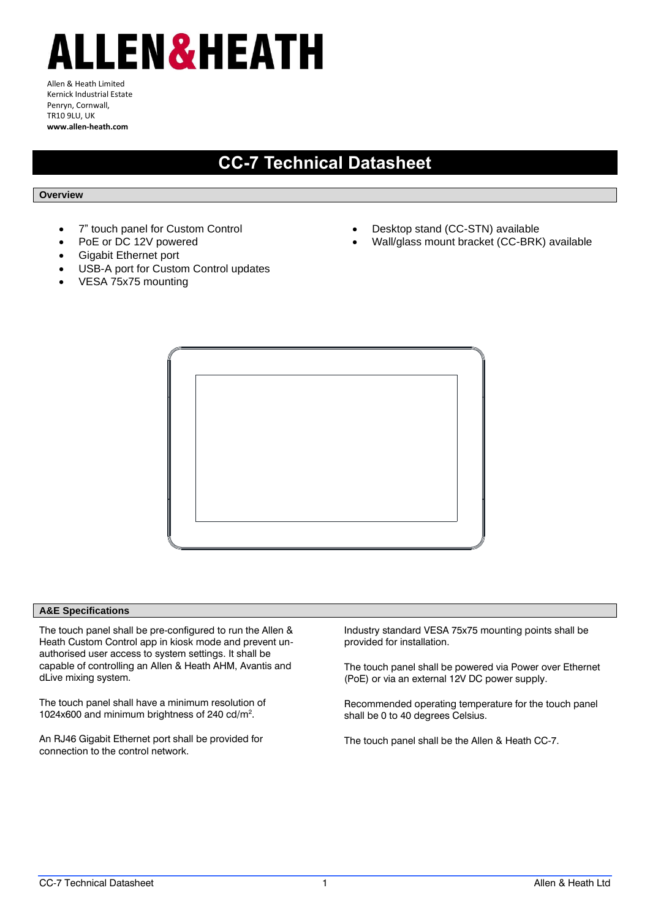# ALLEN&HEATH

Allen & Heath Limited
Kernick Industrial Estate
Penryn, Cornwall,
TR10 9LU, UK
**www.allen-heath.com**

# CC-7 Technical Datasheet

## Overview

- 7” touch panel for Custom Control
- PoE or DC 12V powered
- Gigabit Ethernet port
- USB-A port for Custom Control updates
- VESA 75x75 mounting
- Desktop stand (CC-STN) available
- Wall/glass mount bracket (CC-BRK) available

## A&E Specifications

The touch panel shall be pre-configured to run the Allen & Heath Custom Control app in kiosk mode and prevent un-authorised user access to system settings. It shall be capable of controlling an Allen & Heath AHM, Avantis and dLive mixing system.

The touch panel shall have a minimum resolution of 1024x600 and minimum brightness of 240 cd/m$^2$.

An RJ46 Gigabit Ethernet port shall be provided for connection to the control network.

Industry standard VESA 75x75 mounting points shall be provided for installation.

The touch panel shall be powered via Power over Ethernet (PoE) or via an external 12V DC power supply.

Recommended operating temperature for the touch panel shall be 0 to 40 degrees Celsius.

The touch panel shall be the Allen & Heath CC-7.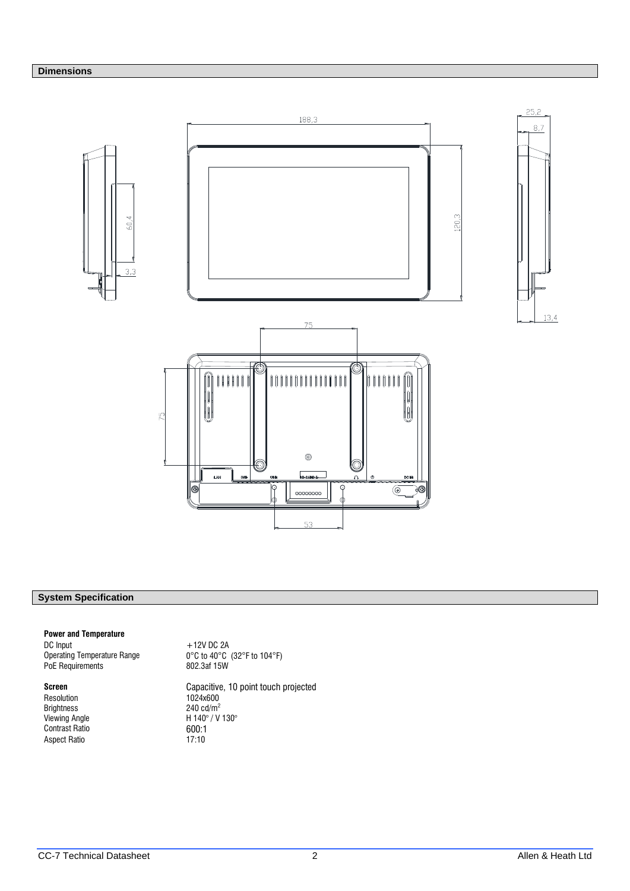## Dimensions

188,3

120,3

60,4

3,3

25,2

8,7

13,4

75

75

53

LAN USB USB RS-232/RS-485 Ω ⏻ DC IN

## System Specification

**Power and Temperature**

| | |
|---|---|
| DC Input | +12V DC 2A |
| Operating Temperature Range | 0°C to 40°C (32°F to 104°F) |
| PoE Requirements | 802.3af 15W |

| | |
|---|---|
| **Screen** | Capacitive, 10 point touch projected |
| Resolution | 1024x600 |
| Brightness | 240 cd/m$^2$ |
| Viewing Angle | H 140° / V 130° |
| Contrast Ratio | 600:1 |
| Aspect Ratio | 17:10 |